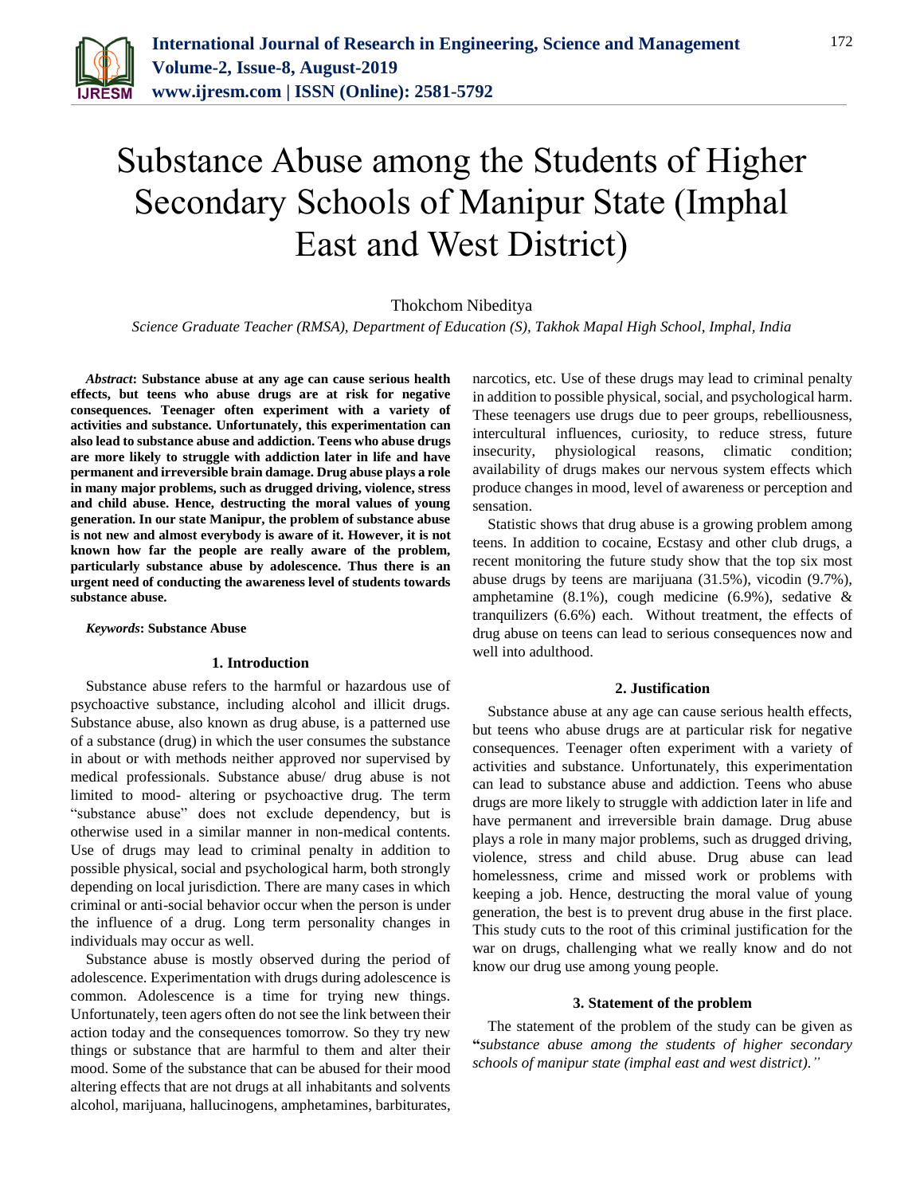# Substance Abuse among the Students of Higher Secondary Schools of Manipur State (Imphal East and West District)

Thokchom Nibeditya

*Science Graduate Teacher (RMSA), Department of Education (S), Takhok Mapal High School, Imphal, India*

***Abstract*****: Substance abuse at any age can cause serious health effects, but teens who abuse drugs are at risk for negative consequences. Teenager often experiment with a variety of activities and substance. Unfortunately, this experimentation can also lead to substance abuse and addiction. Teens who abuse drugs are more likely to struggle with addiction later in life and have permanent and irreversible brain damage. Drug abuse plays a role in many major problems, such as drugged driving, violence, stress and child abuse. Hence, destructing the moral values of young generation. In our state Manipur, the problem of substance abuse is not new and almost everybody is aware of it. However, it is not known how far the people are really aware of the problem, particularly substance abuse by adolescence. Thus there is an urgent need of conducting the awareness level of students towards substance abuse.**

***Keywords*****: Substance Abuse**

## 1. Introduction

Substance abuse refers to the harmful or hazardous use of psychoactive substance, including alcohol and illicit drugs. Substance abuse, also known as drug abuse, is a patterned use of a substance (drug) in which the user consumes the substance in about or with methods neither approved nor supervised by medical professionals. Substance abuse/ drug abuse is not limited to mood- altering or psychoactive drug. The term "substance abuse" does not exclude dependency, but is otherwise used in a similar manner in non-medical contents. Use of drugs may lead to criminal penalty in addition to possible physical, social and psychological harm, both strongly depending on local jurisdiction. There are many cases in which criminal or anti-social behavior occur when the person is under the influence of a drug. Long term personality changes in individuals may occur as well.

Substance abuse is mostly observed during the period of adolescence. Experimentation with drugs during adolescence is common. Adolescence is a time for trying new things. Unfortunately, teen agers often do not see the link between their action today and the consequences tomorrow. So they try new things or substance that are harmful to them and alter their mood. Some of the substance that can be abused for their mood altering effects that are not drugs at all inhabitants and solvents alcohol, marijuana, hallucinogens, amphetamines, barbiturates, narcotics, etc. Use of these drugs may lead to criminal penalty in addition to possible physical, social, and psychological harm. These teenagers use drugs due to peer groups, rebelliousness, intercultural influences, curiosity, to reduce stress, future insecurity, physiological reasons, climatic condition; availability of drugs makes our nervous system effects which produce changes in mood, level of awareness or perception and sensation.

Statistic shows that drug abuse is a growing problem among teens. In addition to cocaine, Ecstasy and other club drugs, a recent monitoring the future study show that the top six most abuse drugs by teens are marijuana (31.5%), vicodin (9.7%), amphetamine (8.1%), cough medicine (6.9%), sedative & tranquilizers (6.6%) each. Without treatment, the effects of drug abuse on teens can lead to serious consequences now and well into adulthood.

## 2. Justification

Substance abuse at any age can cause serious health effects, but teens who abuse drugs are at particular risk for negative consequences. Teenager often experiment with a variety of activities and substance. Unfortunately, this experimentation can lead to substance abuse and addiction. Teens who abuse drugs are more likely to struggle with addiction later in life and have permanent and irreversible brain damage. Drug abuse plays a role in many major problems, such as drugged driving, violence, stress and child abuse. Drug abuse can lead homelessness, crime and missed work or problems with keeping a job. Hence, destructing the moral value of young generation, the best is to prevent drug abuse in the first place. This study cuts to the root of this criminal justification for the war on drugs, challenging what we really know and do not know our drug use among young people.

## 3. Statement of the problem

The statement of the problem of the study can be given as **"***substance abuse among the students of higher secondary schools of manipur state (imphal east and west district)."*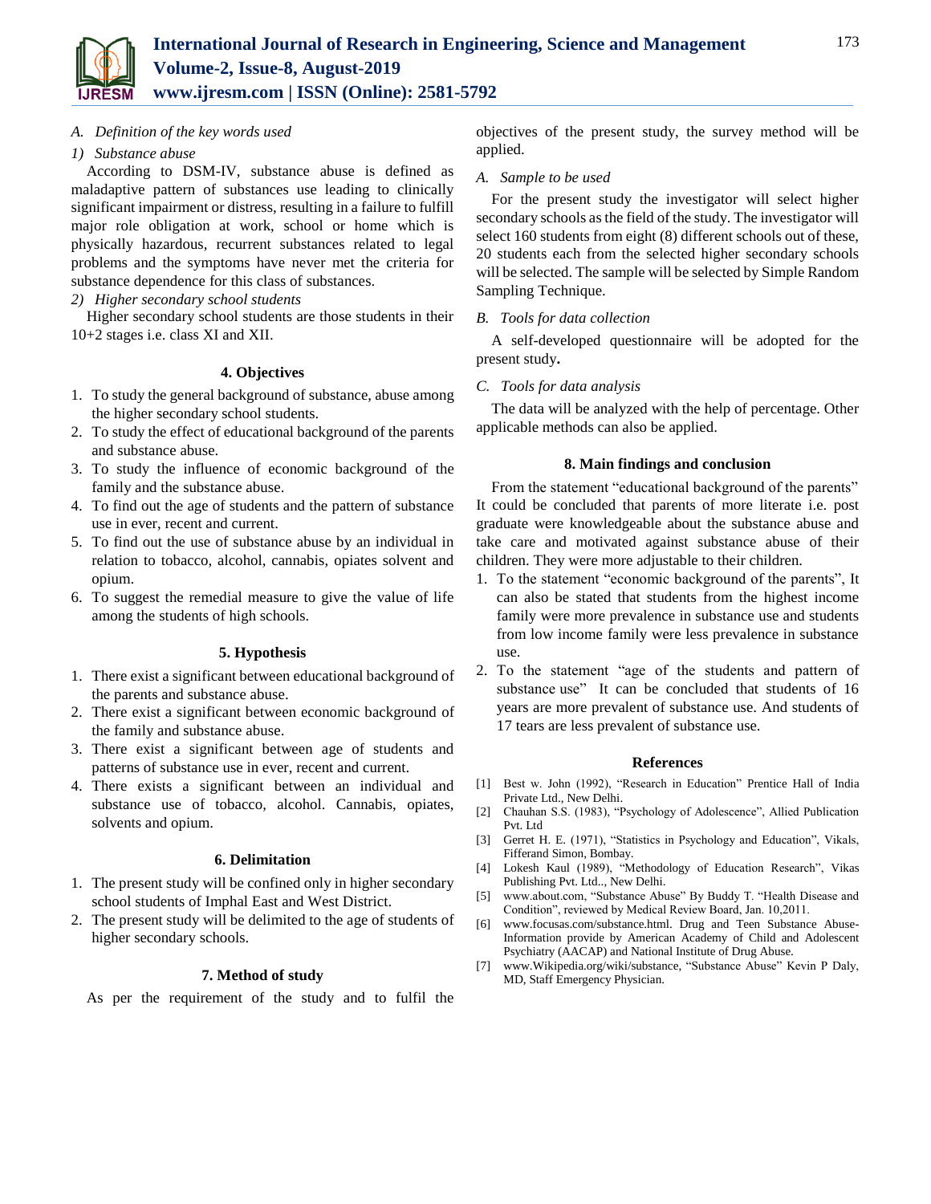### A. *Definition of the key words used*

#### 1) *Substance abuse*

According to DSM-IV, substance abuse is defined as maladaptive pattern of substances use leading to clinically significant impairment or distress, resulting in a failure to fulfill major role obligation at work, school or home which is physically hazardous, recurrent substances related to legal problems and the symptoms have never met the criteria for substance dependence for this class of substances.

#### 2) *Higher secondary school students*

Higher secondary school students are those students in their 10+2 stages i.e. class XI and XII.

## 4. Objectives

1. To study the general background of substance, abuse among the higher secondary school students.
2. To study the effect of educational background of the parents and substance abuse.
3. To study the influence of economic background of the family and the substance abuse.
4. To find out the age of students and the pattern of substance use in ever, recent and current.
5. To find out the use of substance abuse by an individual in relation to tobacco, alcohol, cannabis, opiates solvent and opium.
6. To suggest the remedial measure to give the value of life among the students of high schools.

## 5. Hypothesis

1. There exist a significant between educational background of the parents and substance abuse.
2. There exist a significant between economic background of the family and substance abuse.
3. There exist a significant between age of students and patterns of substance use in ever, recent and current.
4. There exists a significant between an individual and substance use of tobacco, alcohol. Cannabis, opiates, solvents and opium.

## 6. Delimitation

1. The present study will be confined only in higher secondary school students of Imphal East and West District.
2. The present study will be delimited to the age of students of higher secondary schools.

## 7. Method of study

As per the requirement of the study and to fulfil the objectives of the present study, the survey method will be applied.

### A. *Sample to be used*

For the present study the investigator will select higher secondary schools as the field of the study. The investigator will select 160 students from eight (8) different schools out of these, 20 students each from the selected higher secondary schools will be selected. The sample will be selected by Simple Random Sampling Technique.

### B. *Tools for data collection*

A self-developed questionnaire will be adopted for the present study**.**

### C. *Tools for data analysis*

The data will be analyzed with the help of percentage. Other applicable methods can also be applied.

## 8. Main findings and conclusion

From the statement "educational background of the parents" It could be concluded that parents of more literate i.e. post graduate were knowledgeable about the substance abuse and take care and motivated against substance abuse of their children. They were more adjustable to their children.

1. To the statement "economic background of the parents", It can also be stated that students from the highest income family were more prevalence in substance use and students from low income family were less prevalence in substance use.
2. To the statement "age of the students and pattern of substance use" It can be concluded that students of 16 years are more prevalent of substance use. And students of 17 tears are less prevalent of substance use.

## References

[1] Best w. John (1992), "Research in Education" Prentice Hall of India Private Ltd., New Delhi.

[2] Chauhan S.S. (1983), "Psychology of Adolescence", Allied Publication Pvt. Ltd

[3] Gerret H. E. (1971), "Statistics in Psychology and Education", Vikals, Fifferand Simon, Bombay.

[4] Lokesh Kaul (1989), "Methodology of Education Research", Vikas Publishing Pvt. Ltd.., New Delhi.

[5] www.about.com, "Substance Abuse" By Buddy T. "Health Disease and Condition", reviewed by Medical Review Board, Jan. 10,2011.

[6] www.focusas.com/substance.html. Drug and Teen Substance Abuse-Information provide by American Academy of Child and Adolescent Psychiatry (AACAP) and National Institute of Drug Abuse.

[7] www.Wikipedia.org/wiki/substance, "Substance Abuse" Kevin P Daly, MD, Staff Emergency Physician.